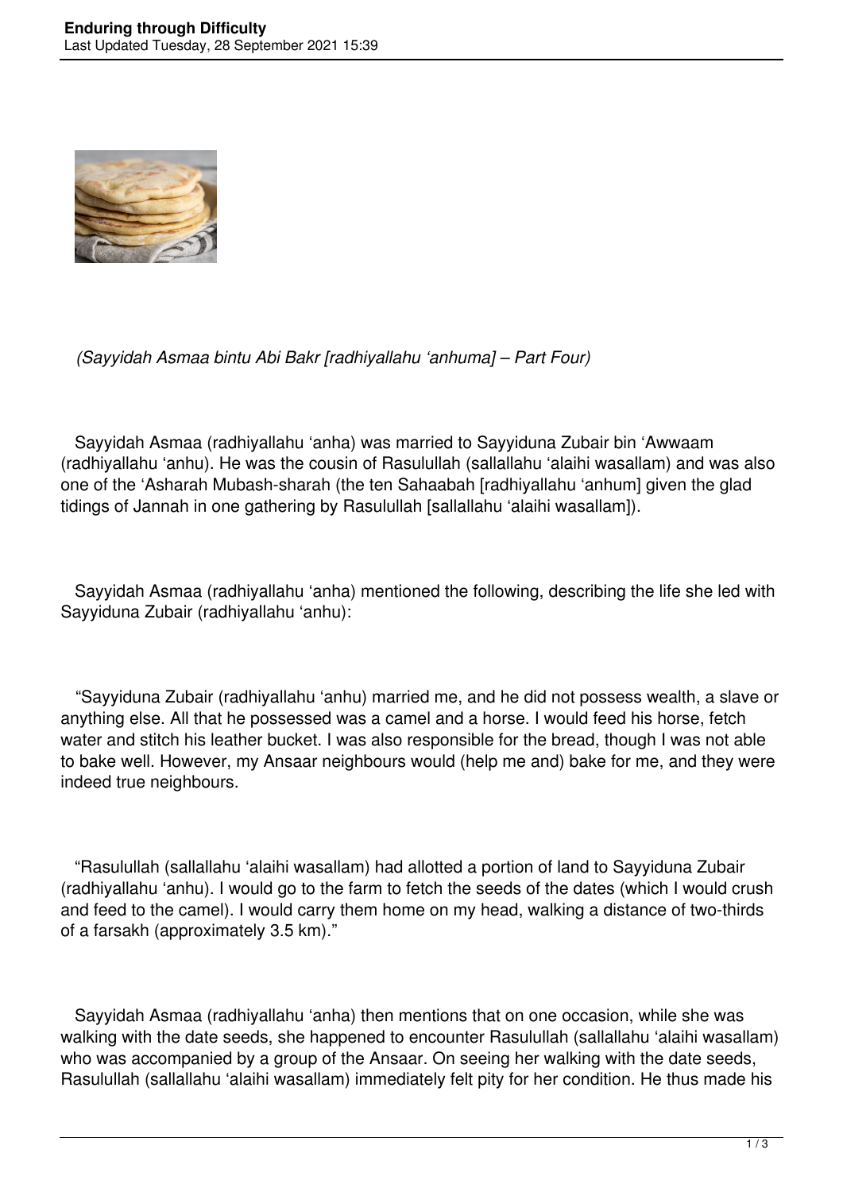*(Sayyidah Asmaa bintu Abi Bakr [radhiyallahu 'anhuma] – Part Four)*

Sayyidah Asmaa (radhiyallahu 'anha) was married to Sayyiduna Zubair bin 'Awwaam (radhiyallahu 'anhu). He was the cousin of Rasulullah (sallallahu 'alaihi wasallam) and was also one of the 'Asharah Mubash-sharah (the ten Sahaabah [radhiyallahu 'anhum] given the glad tidings of Jannah in one gathering by Rasulullah [sallallahu 'alaihi wasallam]).

Sayyidah Asmaa (radhiyallahu 'anha) mentioned the following, describing the life she led with Sayyiduna Zubair (radhiyallahu 'anhu):

"Sayyiduna Zubair (radhiyallahu 'anhu) married me, and he did not possess wealth, a slave or anything else. All that he possessed was a camel and a horse. I would feed his horse, fetch water and stitch his leather bucket. I was also responsible for the bread, though I was not able to bake well. However, my Ansaar neighbours would (help me and) bake for me, and they were indeed true neighbours.

"Rasulullah (sallallahu 'alaihi wasallam) had allotted a portion of land to Sayyiduna Zubair (radhiyallahu 'anhu). I would go to the farm to fetch the seeds of the dates (which I would crush and feed to the camel). I would carry them home on my head, walking a distance of two-thirds of a farsakh (approximately 3.5 km)."

Sayyidah Asmaa (radhiyallahu 'anha) then mentions that on one occasion, while she was walking with the date seeds, she happened to encounter Rasulullah (sallallahu 'alaihi wasallam) who was accompanied by a group of the Ansaar. On seeing her walking with the date seeds, Rasulullah (sallallahu 'alaihi wasallam) immediately felt pity for her condition. He thus made his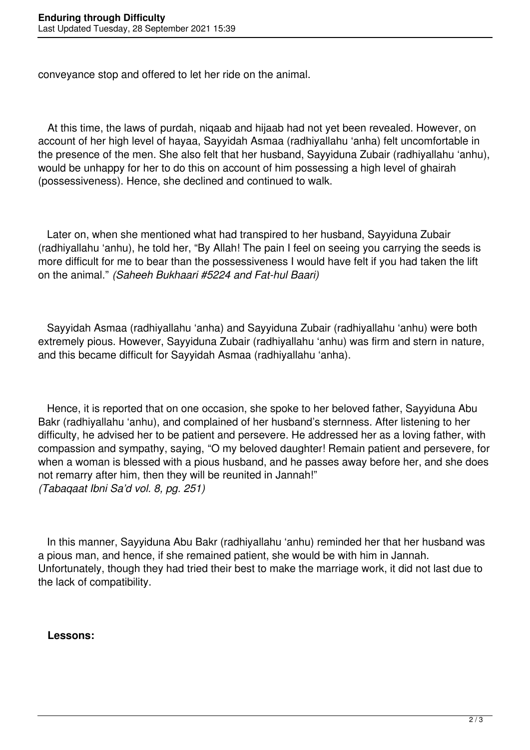conveyance stop and offered to let her ride on the animal.

At this time, the laws of purdah, niqaab and hijaab had not yet been revealed. However, on account of her high level of hayaa, Sayyidah Asmaa (radhiyallahu 'anha) felt uncomfortable in the presence of the men. She also felt that her husband, Sayyiduna Zubair (radhiyallahu 'anhu), would be unhappy for her to do this on account of him possessing a high level of ghairah (possessiveness). Hence, she declined and continued to walk.

Later on, when she mentioned what had transpired to her husband, Sayyiduna Zubair (radhiyallahu 'anhu), he told her, "By Allah! The pain I feel on seeing you carrying the seeds is more difficult for me to bear than the possessiveness I would have felt if you had taken the lift on the animal." *(Saheeh Bukhaari #5224 and Fat-hul Baari)*

Sayyidah Asmaa (radhiyallahu 'anha) and Sayyiduna Zubair (radhiyallahu 'anhu) were both extremely pious. However, Sayyiduna Zubair (radhiyallahu 'anhu) was firm and stern in nature, and this became difficult for Sayyidah Asmaa (radhiyallahu 'anha).

Hence, it is reported that on one occasion, she spoke to her beloved father, Sayyiduna Abu Bakr (radhiyallahu 'anhu), and complained of her husband's sternness. After listening to her difficulty, he advised her to be patient and persevere. He addressed her as a loving father, with compassion and sympathy, saying, "O my beloved daughter! Remain patient and persevere, for when a woman is blessed with a pious husband, and he passes away before her, and she does not remarry after him, then they will be reunited in Jannah!"
*(Tabaqaat Ibni Sa'd vol. 8, pg. 251)*

In this manner, Sayyiduna Abu Bakr (radhiyallahu 'anhu) reminded her that her husband was a pious man, and hence, if she remained patient, she would be with him in Jannah. Unfortunately, though they had tried their best to make the marriage work, it did not last due to the lack of compatibility.

**Lessons:**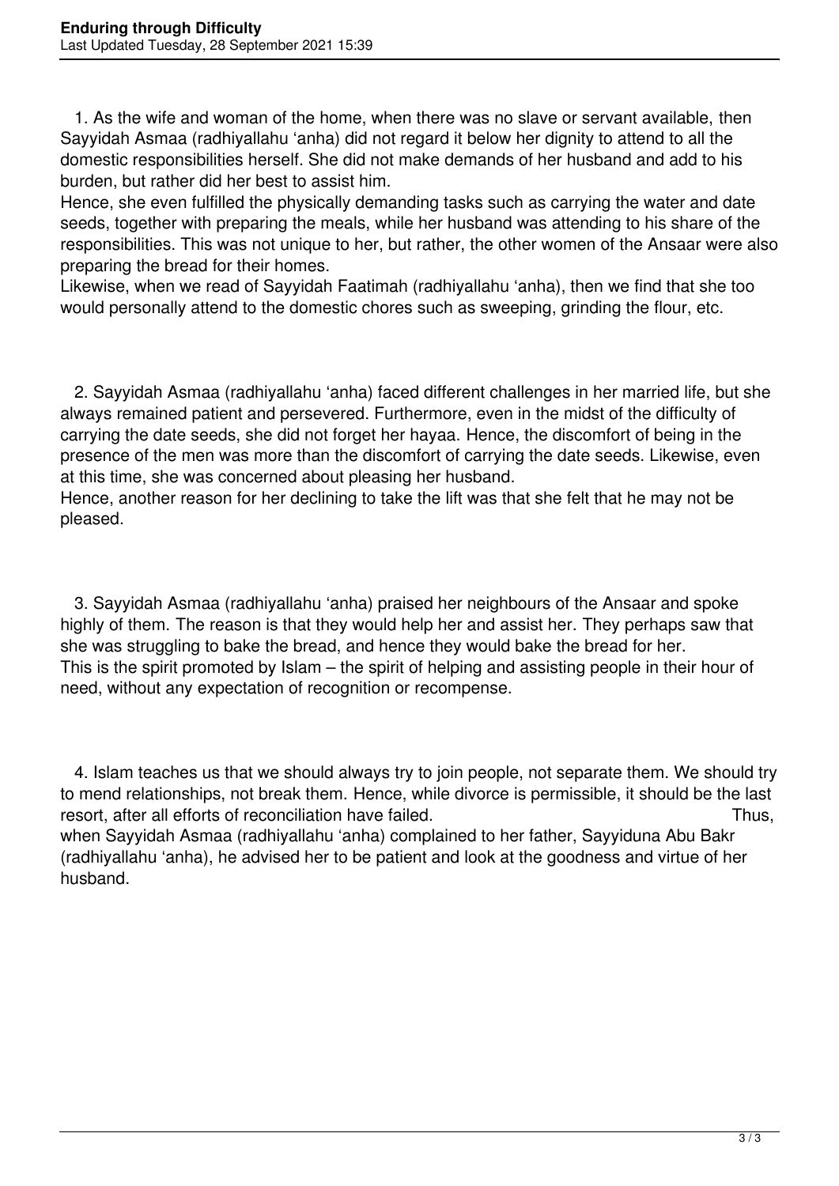1. As the wife and woman of the home, when there was no slave or servant available, then Sayyidah Asmaa (radhiyallahu 'anha) did not regard it below her dignity to attend to all the domestic responsibilities herself. She did not make demands of her husband and add to his burden, but rather did her best to assist him.

Hence, she even fulfilled the physically demanding tasks such as carrying the water and date seeds, together with preparing the meals, while her husband was attending to his share of the responsibilities. This was not unique to her, but rather, the other women of the Ansaar were also preparing the bread for their homes.

Likewise, when we read of Sayyidah Faatimah (radhiyallahu 'anha), then we find that she too would personally attend to the domestic chores such as sweeping, grinding the flour, etc.

2. Sayyidah Asmaa (radhiyallahu 'anha) faced different challenges in her married life, but she always remained patient and persevered. Furthermore, even in the midst of the difficulty of carrying the date seeds, she did not forget her hayaa. Hence, the discomfort of being in the presence of the men was more than the discomfort of carrying the date seeds. Likewise, even at this time, she was concerned about pleasing her husband.

Hence, another reason for her declining to take the lift was that she felt that he may not be pleased.

3. Sayyidah Asmaa (radhiyallahu 'anha) praised her neighbours of the Ansaar and spoke highly of them. The reason is that they would help her and assist her. They perhaps saw that she was struggling to bake the bread, and hence they would bake the bread for her.

This is the spirit promoted by Islam – the spirit of helping and assisting people in their hour of need, without any expectation of recognition or recompense.

4. Islam teaches us that we should always try to join people, not separate them. We should try to mend relationships, not break them. Hence, while divorce is permissible, it should be the last resort, after all efforts of reconciliation have failed. Thus, when Sayyidah Asmaa (radhiyallahu 'anha) complained to her father, Sayyiduna Abu Bakr (radhiyallahu 'anha), he advised her to be patient and look at the goodness and virtue of her husband.